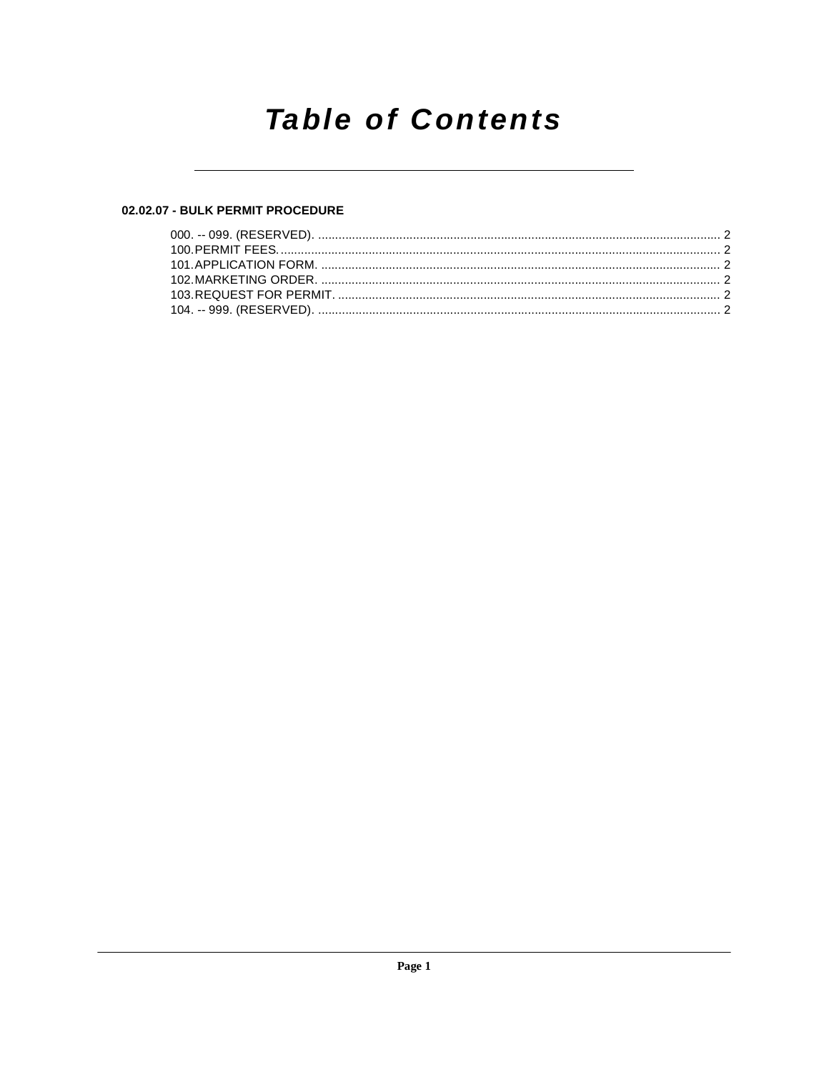# Table of Contents

**02.02.07 - BULK PERMIT PROCEDURE**

000. -- 099. (RESERVED). .......... 2
100. PERMIT FEES. .......... 2
101. APPLICATION FORM. .......... 2
102. MARKETING ORDER. .......... 2
103. REQUEST FOR PERMIT. .......... 2
104. -- 999. (RESERVED). .......... 2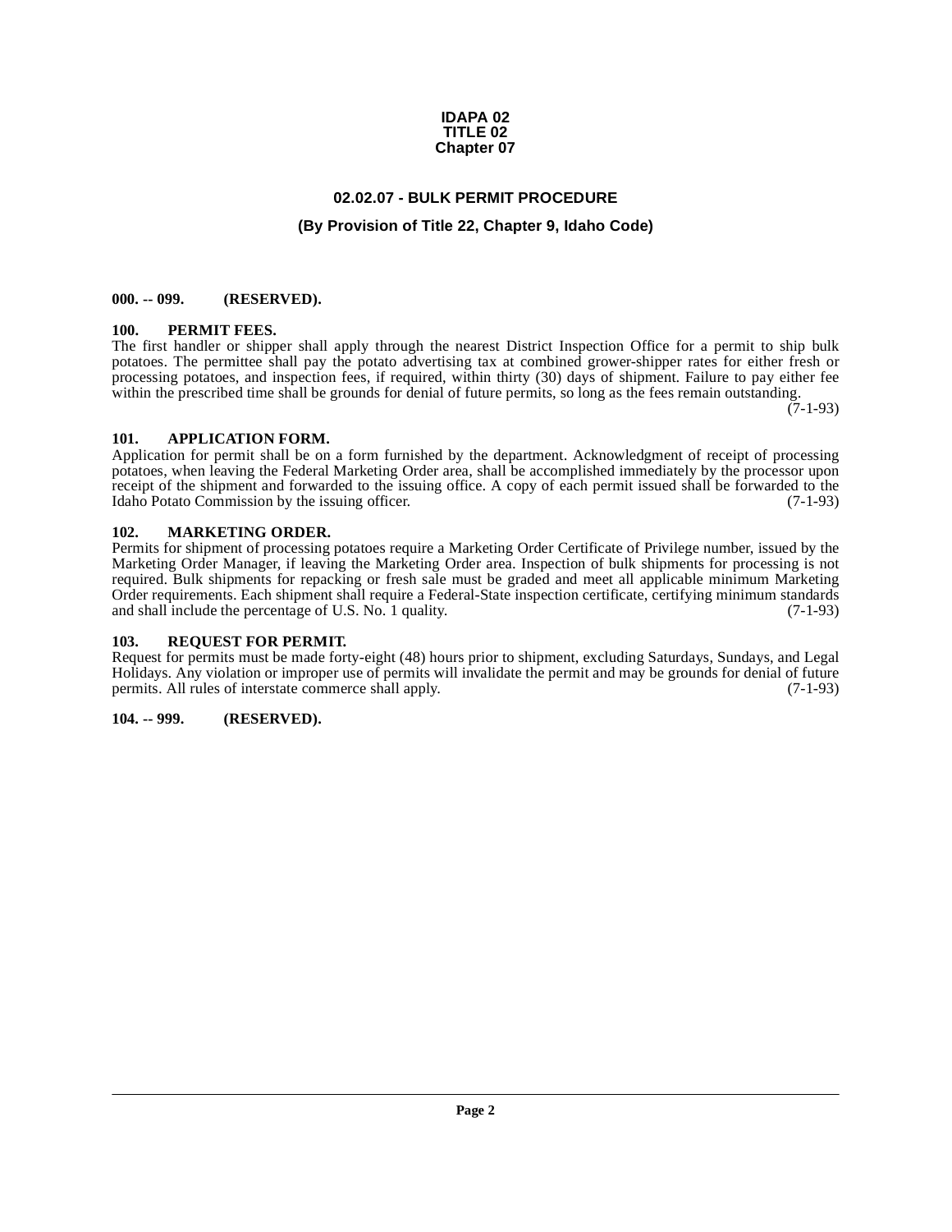**IDAPA 02**
**TITLE 02**
**Chapter 07**

# 02.02.07 - BULK PERMIT PROCEDURE

## (By Provision of Title 22, Chapter 9, Idaho Code)

**000. -- 099. (RESERVED).**

**100. PERMIT FEES.**
The first handler or shipper shall apply through the nearest District Inspection Office for a permit to ship bulk potatoes. The permittee shall pay the potato advertising tax at combined grower-shipper rates for either fresh or processing potatoes, and inspection fees, if required, within thirty (30) days of shipment. Failure to pay either fee within the prescribed time shall be grounds for denial of future permits, so long as the fees remain outstanding. (7-1-93)

**101. APPLICATION FORM.**
Application for permit shall be on a form furnished by the department. Acknowledgment of receipt of processing potatoes, when leaving the Federal Marketing Order area, shall be accomplished immediately by the processor upon receipt of the shipment and forwarded to the issuing office. A copy of each permit issued shall be forwarded to the Idaho Potato Commission by the issuing officer. (7-1-93)

**102. MARKETING ORDER.**
Permits for shipment of processing potatoes require a Marketing Order Certificate of Privilege number, issued by the Marketing Order Manager, if leaving the Marketing Order area. Inspection of bulk shipments for processing is not required. Bulk shipments for repacking or fresh sale must be graded and meet all applicable minimum Marketing Order requirements. Each shipment shall require a Federal-State inspection certificate, certifying minimum standards and shall include the percentage of U.S. No. 1 quality. (7-1-93)

**103. REQUEST FOR PERMIT.**
Request for permits must be made forty-eight (48) hours prior to shipment, excluding Saturdays, Sundays, and Legal Holidays. Any violation or improper use of permits will invalidate the permit and may be grounds for denial of future permits. All rules of interstate commerce shall apply. (7-1-93)

**104. -- 999. (RESERVED).**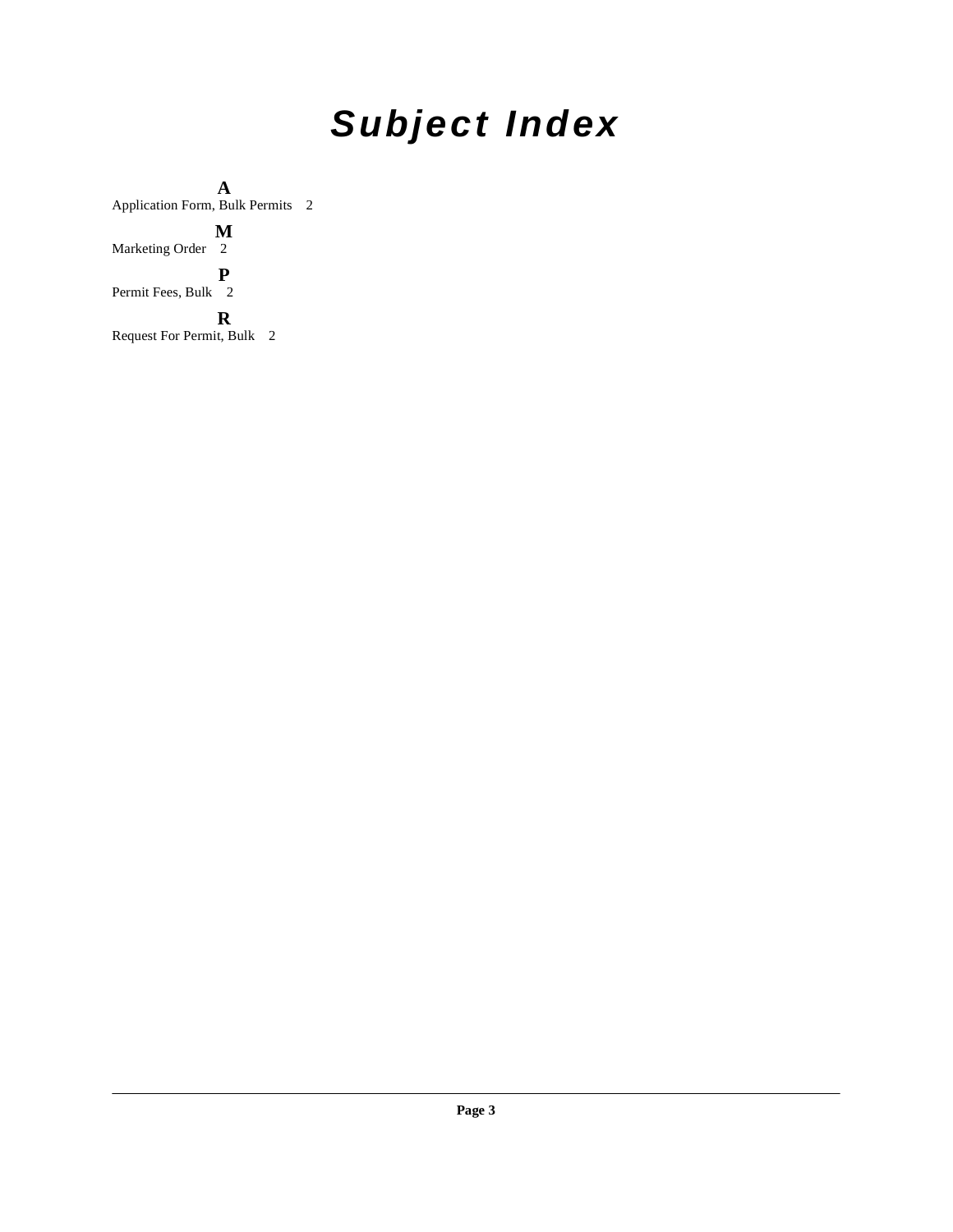# *Subject Index*

**A**

Application Form, Bulk Permits 2

**M**

Marketing Order 2

**P**

Permit Fees, Bulk 2

**R**

Request For Permit, Bulk 2